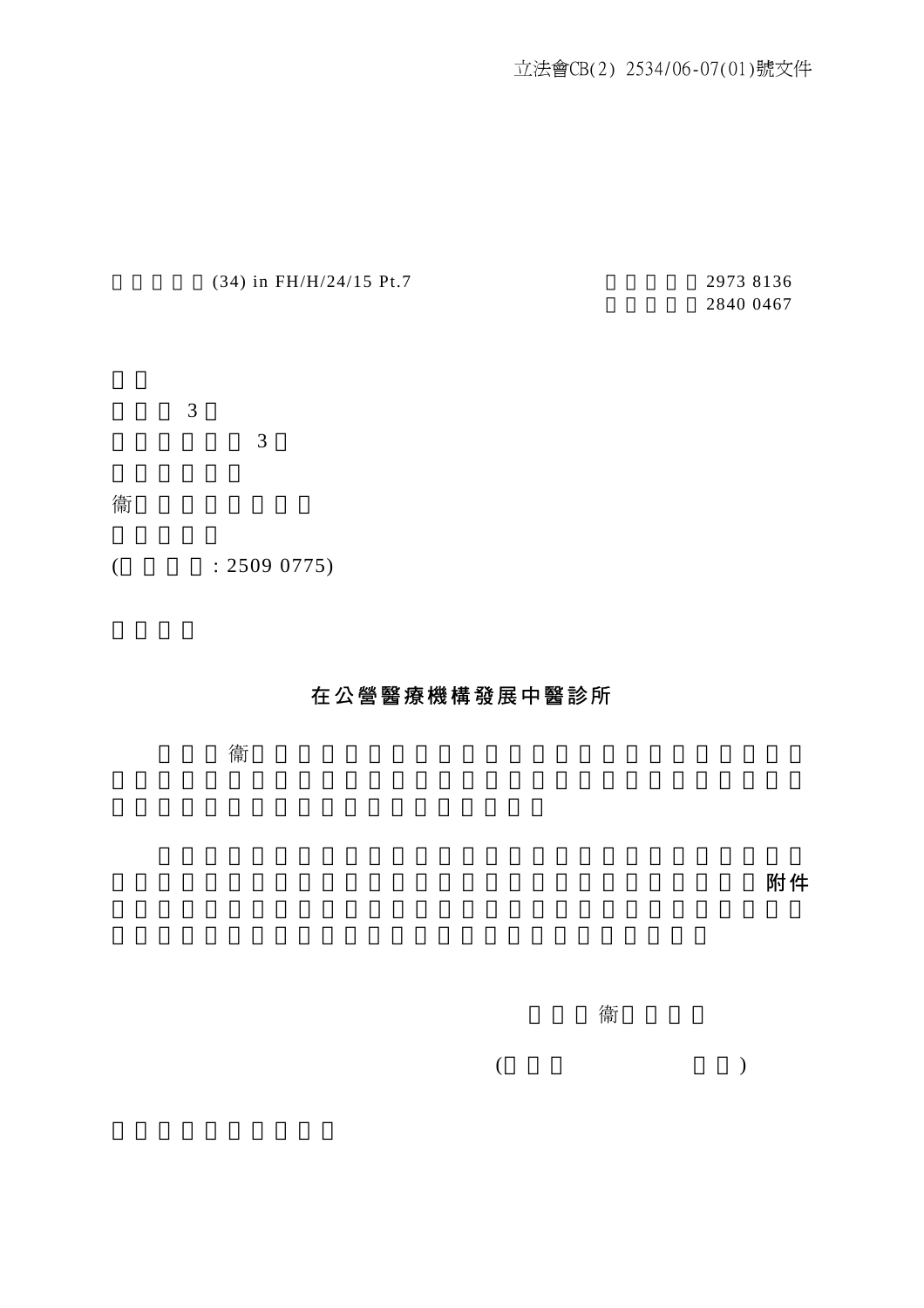立法會CB(2) 2534/06-07(01)號文件

(34) in FH/H/24/15 Pt.7

2973 8136

2840 0467

3

3

衞

(: 2509 0775)

## 在公營醫療機構發展中醫診所

衞

附件

衞

( )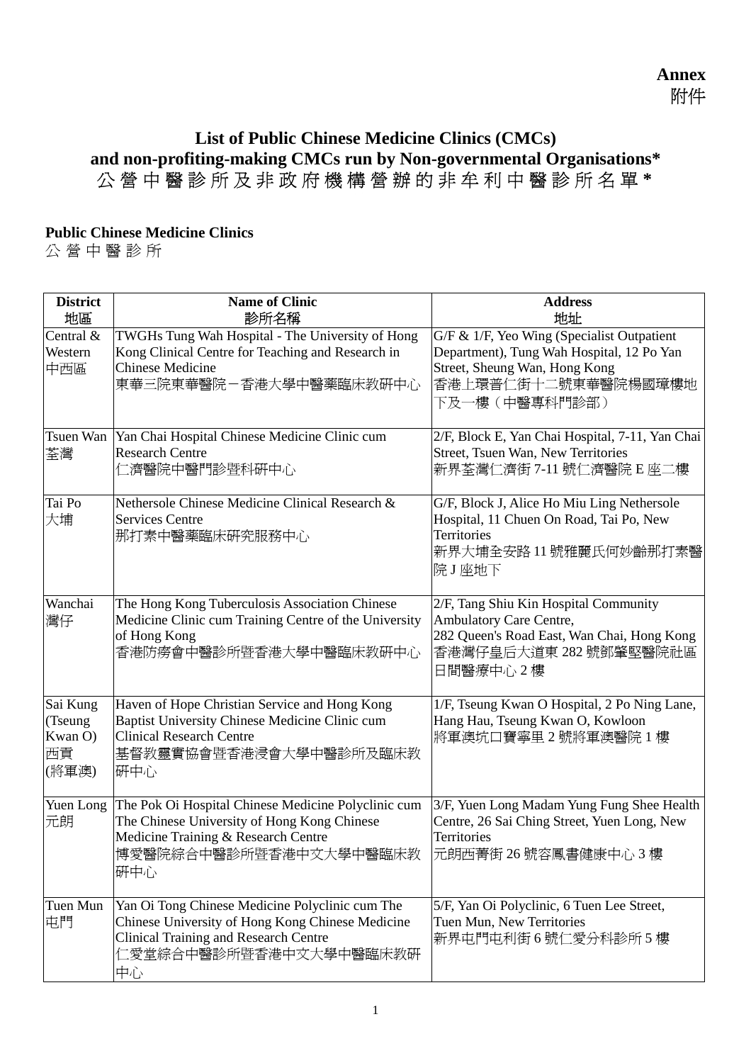**Annex**
附件

## List of Public Chinese Medicine Clinics (CMCs) and non-profiting-making CMCs run by Non-governmental Organisations*
## 公營中醫診所及非政府機構營辦的非牟利中醫診所名單*

### Public Chinese Medicine Clinics
### 公營中醫診所

| District 地區 | Name of Clinic 診所名稱 | Address 地址 |
|---|---|---|
| Central & Western 中西區 | TWGHs Tung Wah Hospital - The University of Hong Kong Clinical Centre for Teaching and Research in Chinese Medicine 東華三院東華醫院－香港大學中醫藥臨床教研中心 | G/F & 1/F, Yeo Wing (Specialist Outpatient Department), Tung Wah Hospital, 12 Po Yan Street, Sheung Wan, Hong Kong 香港上環普仁街十二號東華醫院楊國璋樓地下及一樓（中醫專科門診部） |
| Tsuen Wan 荃灣 | Yan Chai Hospital Chinese Medicine Clinic cum Research Centre 仁濟醫院中醫門診暨科研中心 | 2/F, Block E, Yan Chai Hospital, 7-11, Yan Chai Street, Tsuen Wan, New Territories 新界荃灣仁濟街 7-11 號仁濟醫院 E 座二樓 |
| Tai Po 大埔 | Nethersole Chinese Medicine Clinical Research & Services Centre 那打素中醫藥臨床研究服務中心 | G/F, Block J, Alice Ho Miu Ling Nethersole Hospital, 11 Chuen On Road, Tai Po, New Territories 新界大埔全安路 11 號雅麗氏何妙齡那打素醫院 J 座地下 |
| Wanchai 灣仔 | The Hong Kong Tuberculosis Association Chinese Medicine Clinic cum Training Centre of the University of Hong Kong 香港防癆會中醫診所暨香港大學中醫臨床教研中心 | 2/F, Tang Shiu Kin Hospital Community Ambulatory Care Centre, 282 Queen's Road East, Wan Chai, Hong Kong 香港灣仔皇后大道東 282 號鄧肇堅醫院社區日間醫療中心 2 樓 |
| Sai Kung (Tseung Kwan O) 西貢 (將軍澳) | Haven of Hope Christian Service and Hong Kong Baptist University Chinese Medicine Clinic cum Clinical Research Centre 基督教靈實協會暨香港浸會大學中醫診所及臨床教研中心 | 1/F, Tseung Kwan O Hospital, 2 Po Ning Lane, Hang Hau, Tseung Kwan O, Kowloon 將軍澳坑口寶寧里 2 號將軍澳醫院 1 樓 |
| Yuen Long 元朗 | The Pok Oi Hospital Chinese Medicine Polyclinic cum The Chinese University of Hong Kong Chinese Medicine Training & Research Centre 博愛醫院綜合中醫診所暨香港中文大學中醫臨床教研中心 | 3/F, Yuen Long Madam Yung Fung Shee Health Centre, 26 Sai Ching Street, Yuen Long, New Territories 元朗西菁街 26 號容鳳書健康中心 3 樓 |
| Tuen Mun 屯門 | Yan Oi Tong Chinese Medicine Polyclinic cum The Chinese University of Hong Kong Chinese Medicine Clinical Training and Research Centre 仁愛堂綜合中醫診所暨香港中文大學中醫臨床教研中心 | 5/F, Yan Oi Polyclinic, 6 Tuen Lee Street, Tuen Mun, New Territories 新界屯門屯利街 6 號仁愛分科診所 5 樓 |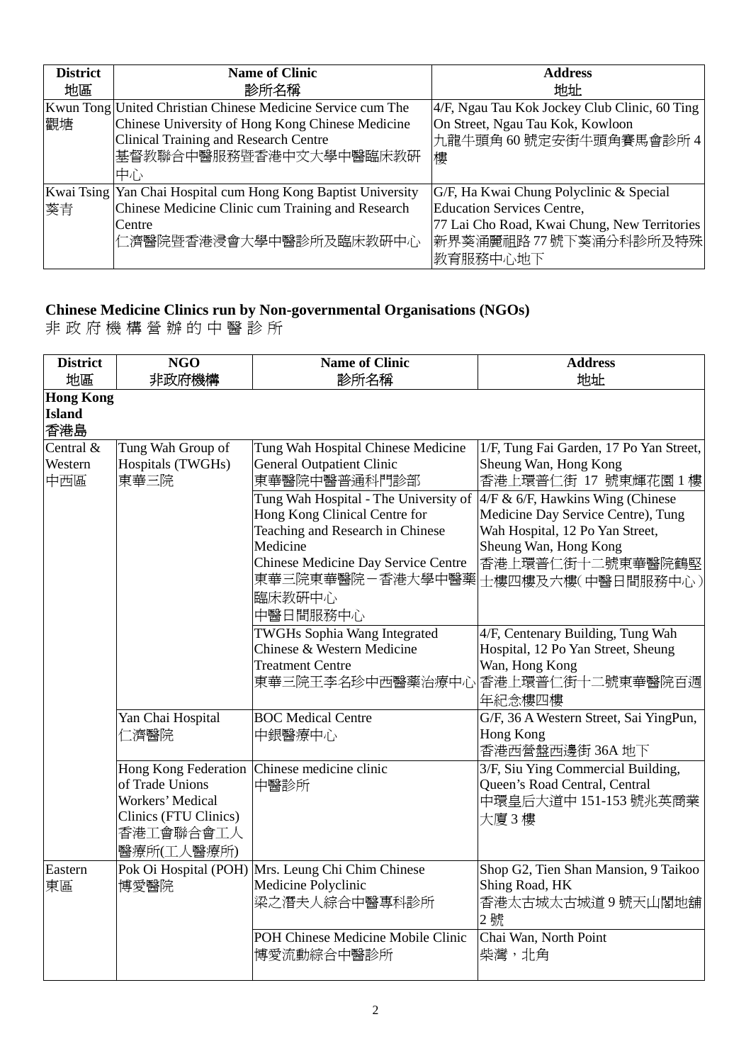| District<br>地區 | Name of Clinic<br>診所名稱 | Address<br>地址 |
|---|---|---|
| Kwun Tong<br>觀塘 | United Christian Chinese Medicine Service cum The Chinese University of Hong Kong Chinese Medicine Clinical Training and Research Centre<br>基督教聯合中醫服務暨香港中文大學中醫臨床教研中心 | 4/F, Ngau Tau Kok Jockey Club Clinic, 60 Ting On Street, Ngau Tau Kok, Kowloon<br>九龍牛頭角 60 號定安街牛頭角賽馬會診所 4 樓 |
| Kwai Tsing<br>葵青 | Yan Chai Hospital cum Hong Kong Baptist University Chinese Medicine Clinic cum Training and Research Centre<br>仁濟醫院暨香港浸會大學中醫診所及臨床教研中心 | G/F, Ha Kwai Chung Polyclinic & Special Education Services Centre, 77 Lai Cho Road, Kwai Chung, New Territories<br>新界葵涌麗祖路 77 號下葵涌分科診所及特殊教育服務中心地下 |

## Chinese Medicine Clinics run by Non-governmental Organisations (NGOs)

非 政 府 機 構 營 辦 的 中 醫 診 所

| District<br>地區 | NGO<br>非政府機構 | Name of Clinic<br>診所名稱 | Address<br>地址 |
|---|---|---|---|
| **Hong Kong Island**<br>**香港島** | | | |
| Central & Western<br>中西區 | Tung Wah Group of Hospitals (TWGHs)<br>東華三院 | Tung Wah Hospital Chinese Medicine General Outpatient Clinic<br>東華醫院中醫普通科門診部 | 1/F, Tung Fai Garden, 17 Po Yan Street, Sheung Wan, Hong Kong<br>香港上環普仁街 17 號東輝花園 1 樓 |
| | | Tung Wah Hospital - The University of Hong Kong Clinical Centre for Teaching and Research in Chinese Medicine<br>Chinese Medicine Day Service Centre<br>東華三院東華醫院－香港大學中醫藥臨床教研中心<br>中醫日間服務中心 | 4/F & 6/F, Hawkins Wing (Chinese Medicine Day Service Centre), Tung Wah Hospital, 12 Po Yan Street, Sheung Wan, Hong Kong<br>香港上環普仁街十二號東華醫院鶴堅士樓四樓及六樓(中醫日間服務中心) |
| | | TWGHs Sophia Wang Integrated Chinese & Western Medicine Treatment Centre<br>東華三院王李名珍中西醫藥治療中心 | 4/F, Centenary Building, Tung Wah Hospital, 12 Po Yan Street, Sheung Wan, Hong Kong<br>香港上環普仁街十二號東華醫院百週年紀念樓四樓 |
| | Yan Chai Hospital<br>仁濟醫院 | BOC Medical Centre<br>中銀醫療中心 | G/F, 36 A Western Street, Sai YingPun, Hong Kong<br>香港西營盤西邊街 36A 地下 |
| | Hong Kong Federation of Trade Unions Workers' Medical Clinics (FTU Clinics)<br>香港工會聯合會工人醫療所(工人醫療所) | Chinese medicine clinic<br>中醫診所 | 3/F, Siu Ying Commercial Building, Queen's Road Central, Central<br>中環皇后大道中 151-153 號兆英商業大廈 3 樓 |
| Eastern<br>東區 | Pok Oi Hospital (POH)<br>博愛醫院 | Mrs. Leung Chi Chim Chinese Medicine Polyclinic<br>梁之濳夫人綜合中醫專科診所 | Shop G2, Tien Shan Mansion, 9 Taikoo Shing Road, HK<br>香港太古城太古城道 9 號天山閣地舖 2 號 |
| | | POH Chinese Medicine Mobile Clinic<br>博愛流動綜合中醫診所 | Chai Wan, North Point<br>柴灣，北角 |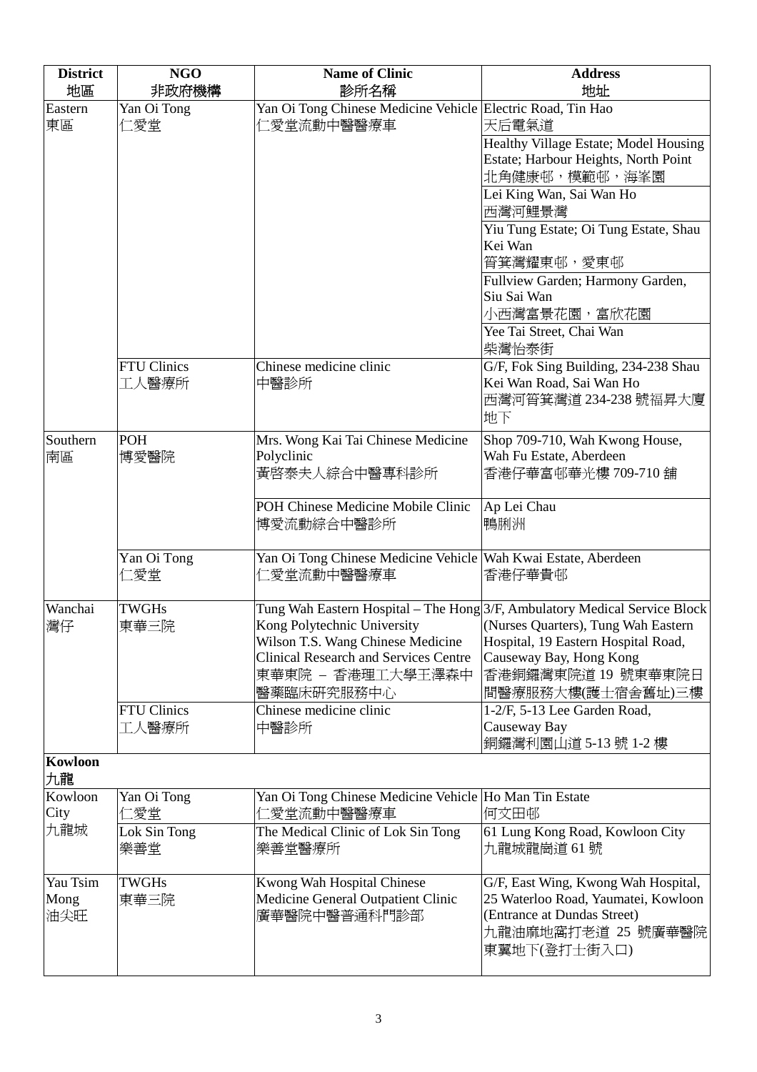| District<br>地區 | NGO<br>非政府機構 | Name of Clinic<br>診所名稱 | Address<br>地址 |
|---|---|---|---|
| Eastern<br>東區 | Yan Oi Tong<br>仁愛堂 | Yan Oi Tong Chinese Medicine Vehicle<br>仁愛堂流動中醫醫療車 | Electric Road, Tin Hao<br>天后電氣道 |
| | | | Healthy Village Estate; Model Housing Estate; Harbour Heights, North Point<br>北角健康邨，模範邨，海峯園 |
| | | | Lei King Wan, Sai Wan Ho<br>西灣河鯉景灣 |
| | | | Yiu Tung Estate; Oi Tung Estate, Shau Kei Wan<br>筲箕灣耀東邨，愛東邨 |
| | | | Fullview Garden; Harmony Garden, Siu Sai Wan<br>小西灣富景花園，富欣花園 |
| | | | Yee Tai Street, Chai Wan<br>柴灣怡泰街 |
| | FTU Clinics<br>工人醫療所 | Chinese medicine clinic<br>中醫診所 | G/F, Fok Sing Building, 234-238 Shau Kei Wan Road, Sai Wan Ho<br>西灣河筲箕灣道 234-238 號福昇大廈地下 |
| Southern<br>南區 | POH<br>博愛醫院 | Mrs. Wong Kai Tai Chinese Medicine Polyclinic<br>黃啓泰夫人綜合中醫專科診所 | Shop 709-710, Wah Kwong House, Wah Fu Estate, Aberdeen<br>香港仔華富邨華光樓 709-710 舖 |
| | | POH Chinese Medicine Mobile Clinic<br>博愛流動綜合中醫診所 | Ap Lei Chau<br>鴨脷洲 |
| | Yan Oi Tong<br>仁愛堂 | Yan Oi Tong Chinese Medicine Vehicle<br>仁愛堂流動中醫醫療車 | Wah Kwai Estate, Aberdeen<br>香港仔華貴邨 |
| Wanchai<br>灣仔 | TWGHs<br>東華三院 | Tung Wah Eastern Hospital – The Hong Kong Polytechnic University Wilson T.S. Wang Chinese Medicine Clinical Research and Services Centre<br>東華東院 – 香港理工大學王澤森中醫藥臨床研究服務中心 | 3/F, Ambulatory Medical Service Block (Nurses Quarters), Tung Wah Eastern Hospital, 19 Eastern Hospital Road, Causeway Bay, Hong Kong<br>香港銅鑼灣東院道 19 號東華東院日間醫療服務大樓(護士宿舍舊址)三樓 |
| | FTU Clinics<br>工人醫療所 | Chinese medicine clinic<br>中醫診所 | 1-2/F, 5-13 Lee Garden Road, Causeway Bay<br>銅鑼灣利園山道 5-13 號 1-2 樓 |
| **Kowloon<br>九龍** | | | |
| Kowloon City<br>九龍城 | Yan Oi Tong<br>仁愛堂 | Yan Oi Tong Chinese Medicine Vehicle<br>仁愛堂流動中醫醫療車 | Ho Man Tin Estate<br>何文田邨 |
| | Lok Sin Tong<br>樂善堂 | The Medical Clinic of Lok Sin Tong<br>樂善堂醫療所 | 61 Lung Kong Road, Kowloon City<br>九龍城龍崗道 61 號 |
| Yau Tsim Mong<br>油尖旺 | TWGHs<br>東華三院 | Kwong Wah Hospital Chinese Medicine General Outpatient Clinic<br>廣華醫院中醫普通科門診部 | G/F, East Wing, Kwong Wah Hospital, 25 Waterloo Road, Yaumatei, Kowloon (Entrance at Dundas Street)<br>九龍油麻地窩打老道 25 號廣華醫院東翼地下(登打士街入口) |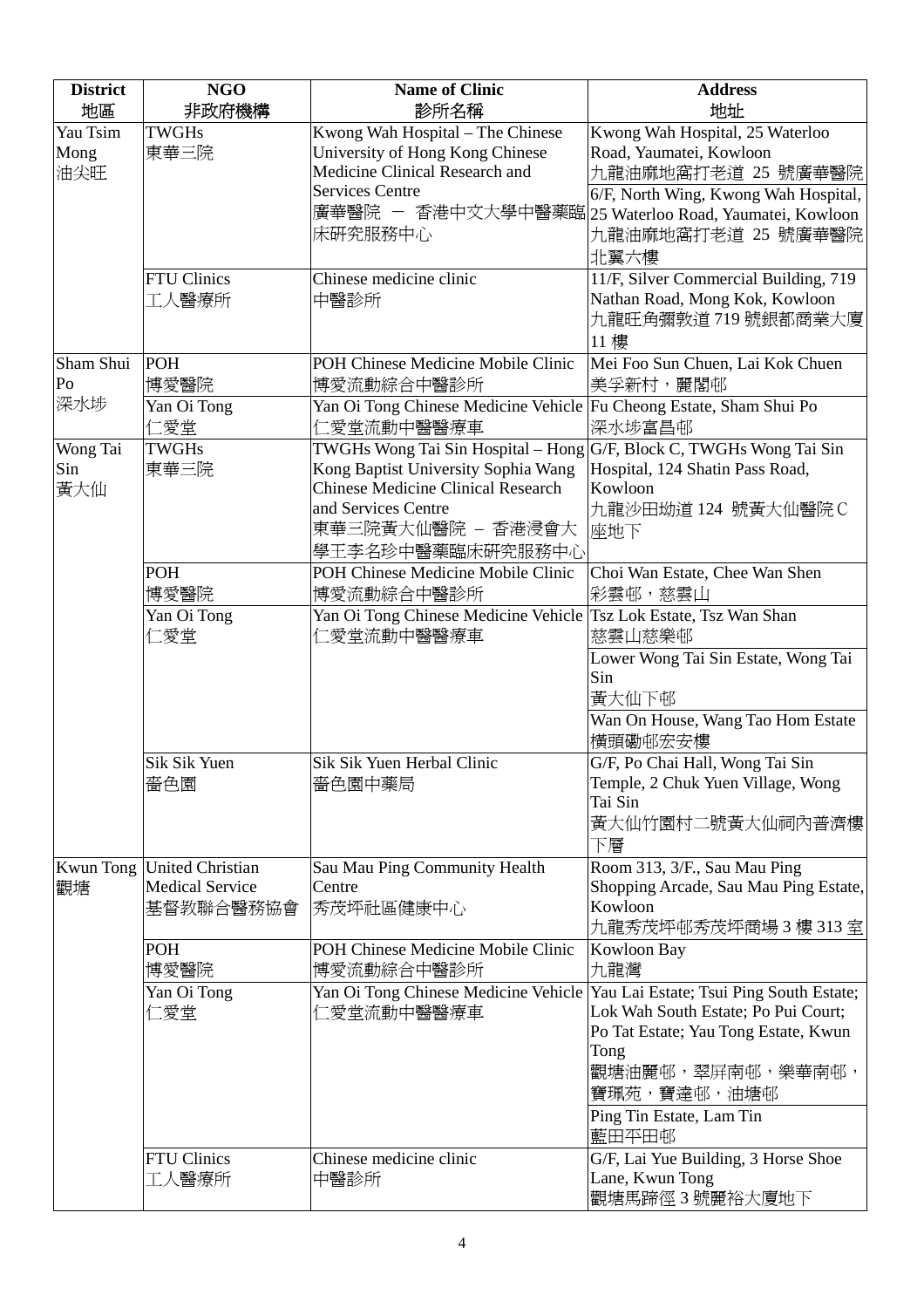| District 地區 | NGO 非政府機構 | Name of Clinic 診所名稱 | Address 地址 |
|---|---|---|---|
| Yau Tsim Mong 油尖旺 | TWGHs 東華三院 | Kwong Wah Hospital – The Chinese University of Hong Kong Chinese Medicine Clinical Research and Services Centre 廣華醫院 － 香港中文大學中醫藥臨床研究服務中心 | Kwong Wah Hospital, 25 Waterloo Road, Yaumatei, Kowloon 九龍油麻地窩打老道 25 號廣華醫院<br>6/F, North Wing, Kwong Wah Hospital, 25 Waterloo Road, Yaumatei, Kowloon 九龍油麻地窩打老道 25 號廣華醫院北翼六樓 |
| | FTU Clinics 工人醫療所 | Chinese medicine clinic 中醫診所 | 11/F, Silver Commercial Building, 719 Nathan Road, Mong Kok, Kowloon 九龍旺角彌敦道 719 號銀都商業大廈 11 樓 |
| Sham Shui Po 深水埗 | POH 博愛醫院 | POH Chinese Medicine Mobile Clinic 博愛流動綜合中醫診所 | Mei Foo Sun Chuen, Lai Kok Chuen 美孚新村，麗閣邨 |
| | Yan Oi Tong 仁愛堂 | Yan Oi Tong Chinese Medicine Vehicle 仁愛堂流動中醫醫療車 | Fu Cheong Estate, Sham Shui Po 深水埗富昌邨 |
| Wong Tai Sin 黃大仙 | TWGHs 東華三院 | TWGHs Wong Tai Sin Hospital – Hong Kong Baptist University Sophia Wang Chinese Medicine Clinical Research and Services Centre 東華三院黃大仙醫院 – 香港浸會大學王李名珍中醫藥臨床研究服務中心 | G/F, Block C, TWGHs Wong Tai Sin Hospital, 124 Shatin Pass Road, Kowloon 九龍沙田坳道 124 號黃大仙醫院 C 座地下 |
| | POH 博愛醫院 | POH Chinese Medicine Mobile Clinic 博愛流動綜合中醫診所 | Choi Wan Estate, Chee Wan Shen 彩雲邨，慈雲山 |
| | Yan Oi Tong 仁愛堂 | Yan Oi Tong Chinese Medicine Vehicle 仁愛堂流動中醫醫療車 | Tsz Lok Estate, Tsz Wan Shan 慈雲山慈樂邨<br>Lower Wong Tai Sin Estate, Wong Tai Sin 黃大仙下邨<br>Wan On House, Wang Tao Hom Estate 橫頭磡邨宏安樓 |
| | Sik Sik Yuen 嗇色園 | Sik Sik Yuen Herbal Clinic 嗇色園中藥局 | G/F, Po Chai Hall, Wong Tai Sin Temple, 2 Chuk Yuen Village, Wong Tai Sin 黃大仙竹園村二號黃大仙祠內普濟樓下層 |
| Kwun Tong 觀塘 | United Christian Medical Service 基督教聯合醫務協會 | Sau Mau Ping Community Health Centre 秀茂坪社區健康中心 | Room 313, 3/F., Sau Mau Ping Shopping Arcade, Sau Mau Ping Estate, Kowloon 九龍秀茂坪邨秀茂坪商場 3 樓 313 室 |
| | POH 博愛醫院 | POH Chinese Medicine Mobile Clinic 博愛流動綜合中醫診所 | Kowloon Bay 九龍灣 |
| | Yan Oi Tong 仁愛堂 | Yan Oi Tong Chinese Medicine Vehicle 仁愛堂流動中醫醫療車 | Yau Lai Estate; Tsui Ping South Estate; Lok Wah South Estate; Po Pui Court; Po Tat Estate; Yau Tong Estate, Kwun Tong 觀塘油麗邨，翠屏南邨，樂華南邨，寶珮苑，寶達邨，油塘邨<br>Ping Tin Estate, Lam Tin 藍田平田邨 |
| | FTU Clinics 工人醫療所 | Chinese medicine clinic 中醫診所 | G/F, Lai Yue Building, 3 Horse Shoe Lane, Kwun Tong 觀塘馬蹄徑 3 號麗裕大廈地下 |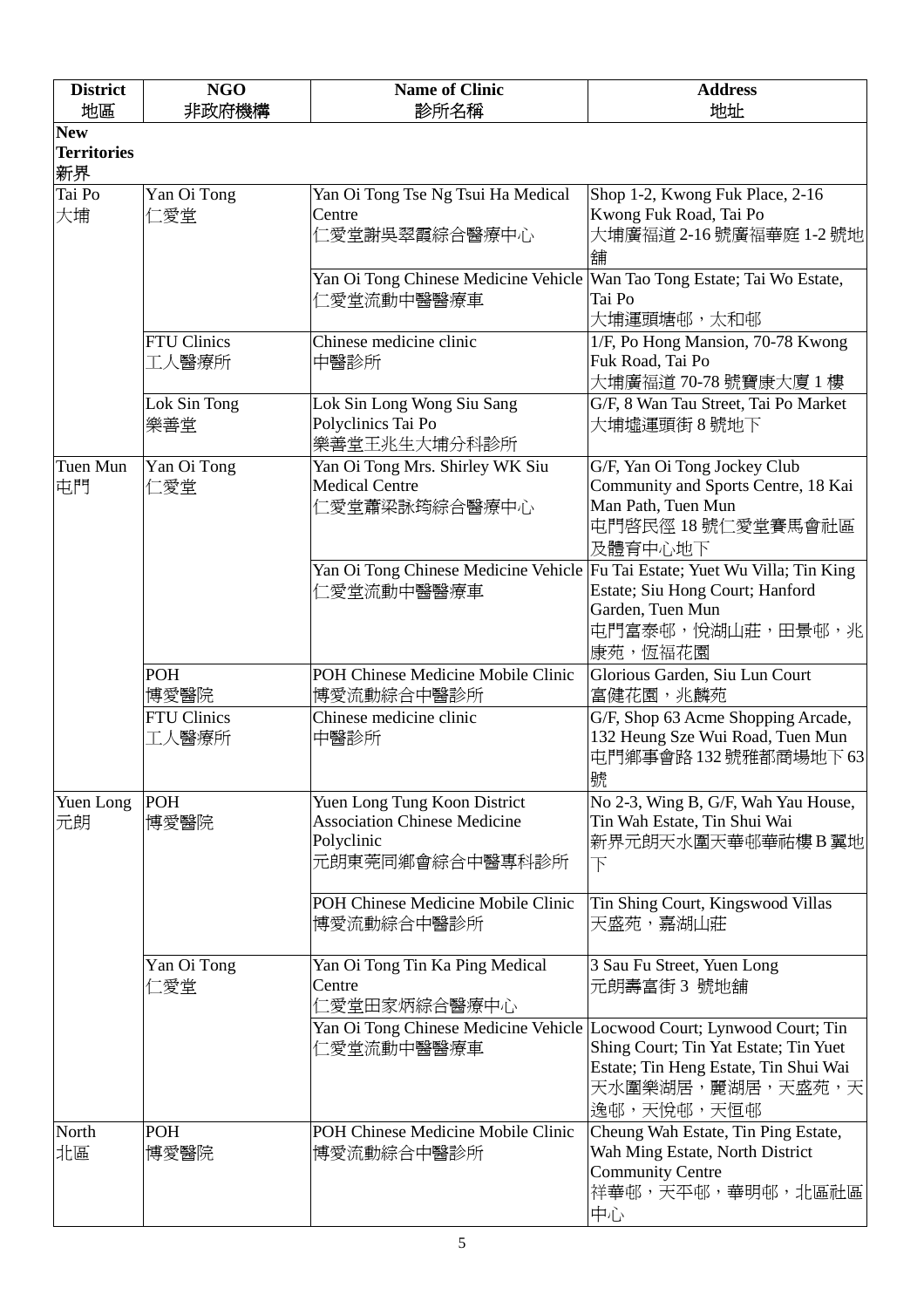| District<br>地區 | NGO<br>非政府機構 | Name of Clinic<br>診所名稱 | Address<br>地址 |
|---|---|---|---|
| **New Territories**<br>**新界** | | | |
| Tai Po<br>大埔 | Yan Oi Tong<br>仁愛堂 | Yan Oi Tong Tse Ng Tsui Ha Medical Centre<br>仁愛堂謝吳翠霞綜合醫療中心 | Shop 1-2, Kwong Fuk Place, 2-16 Kwong Fuk Road, Tai Po<br>大埔廣福道 2-16 號廣福華庭 1-2 號地舖 |
| | | Yan Oi Tong Chinese Medicine Vehicle<br>仁愛堂流動中醫醫療車 | Wan Tao Tong Estate; Tai Wo Estate, Tai Po<br>大埔運頭塘邨，太和邨 |
| | FTU Clinics<br>工人醫療所 | Chinese medicine clinic<br>中醫診所 | 1/F, Po Hong Mansion, 70-78 Kwong Fuk Road, Tai Po<br>大埔廣福道 70-78 號寶康大廈 1 樓 |
| | Lok Sin Tong<br>樂善堂 | Lok Sin Long Wong Siu Sang Polyclinics Tai Po<br>樂善堂王兆生大埔分科診所 | G/F, 8 Wan Tau Street, Tai Po Market<br>大埔墟運頭街 8 號地下 |
| Tuen Mun<br>屯門 | Yan Oi Tong<br>仁愛堂 | Yan Oi Tong Mrs. Shirley WK Siu Medical Centre<br>仁愛堂蕭梁詠筠綜合醫療中心 | G/F, Yan Oi Tong Jockey Club Community and Sports Centre, 18 Kai Man Path, Tuen Mun<br>屯門啓民徑 18 號仁愛堂賽馬會社區及體育中心地下 |
| | | Yan Oi Tong Chinese Medicine Vehicle<br>仁愛堂流動中醫醫療車 | Fu Tai Estate; Yuet Wu Villa; Tin King Estate; Siu Hong Court; Hanford Garden, Tuen Mun<br>屯門富泰邨，悅湖山莊，田景邨，兆康苑，恆福花園 |
| | POH<br>博愛醫院 | POH Chinese Medicine Mobile Clinic<br>博愛流動綜合中醫診所 | Glorious Garden, Siu Lun Court<br>富健花園，兆麟苑 |
| | FTU Clinics<br>工人醫療所 | Chinese medicine clinic<br>中醫診所 | G/F, Shop 63 Acme Shopping Arcade, 132 Heung Sze Wui Road, Tuen Mun<br>屯門鄉事會路 132 號雅都商場地下 63 號 |
| Yuen Long<br>元朗 | POH<br>博愛醫院 | Yuen Long Tung Koon District Association Chinese Medicine Polyclinic<br>元朗東莞同鄉會綜合中醫專科診所 | No 2-3, Wing B, G/F, Wah Yau House, Tin Wah Estate, Tin Shui Wai<br>新界元朗天水圍天華邨華祐樓 B 翼地下 |
| | | POH Chinese Medicine Mobile Clinic<br>博愛流動綜合中醫診所 | Tin Shing Court, Kingswood Villas<br>天盛苑，嘉湖山莊 |
| | Yan Oi Tong<br>仁愛堂 | Yan Oi Tong Tin Ka Ping Medical Centre<br>仁愛堂田家炳綜合醫療中心 | 3 Sau Fu Street, Yuen Long<br>元朗壽富街 3 號地舖 |
| | | Yan Oi Tong Chinese Medicine Vehicle<br>仁愛堂流動中醫醫療車 | Locwood Court; Lynwood Court; Tin Shing Court; Tin Yat Estate; Tin Yuet Estate; Tin Heng Estate, Tin Shui Wai<br>天水圍樂湖居，麗湖居，天盛苑，天逸邨，天悅邨，天恒邨 |
| North<br>北區 | POH<br>博愛醫院 | POH Chinese Medicine Mobile Clinic<br>博愛流動綜合中醫診所 | Cheung Wah Estate, Tin Ping Estate, Wah Ming Estate, North District Community Centre<br>祥華邨，天平邨，華明邨，北區社區中心 |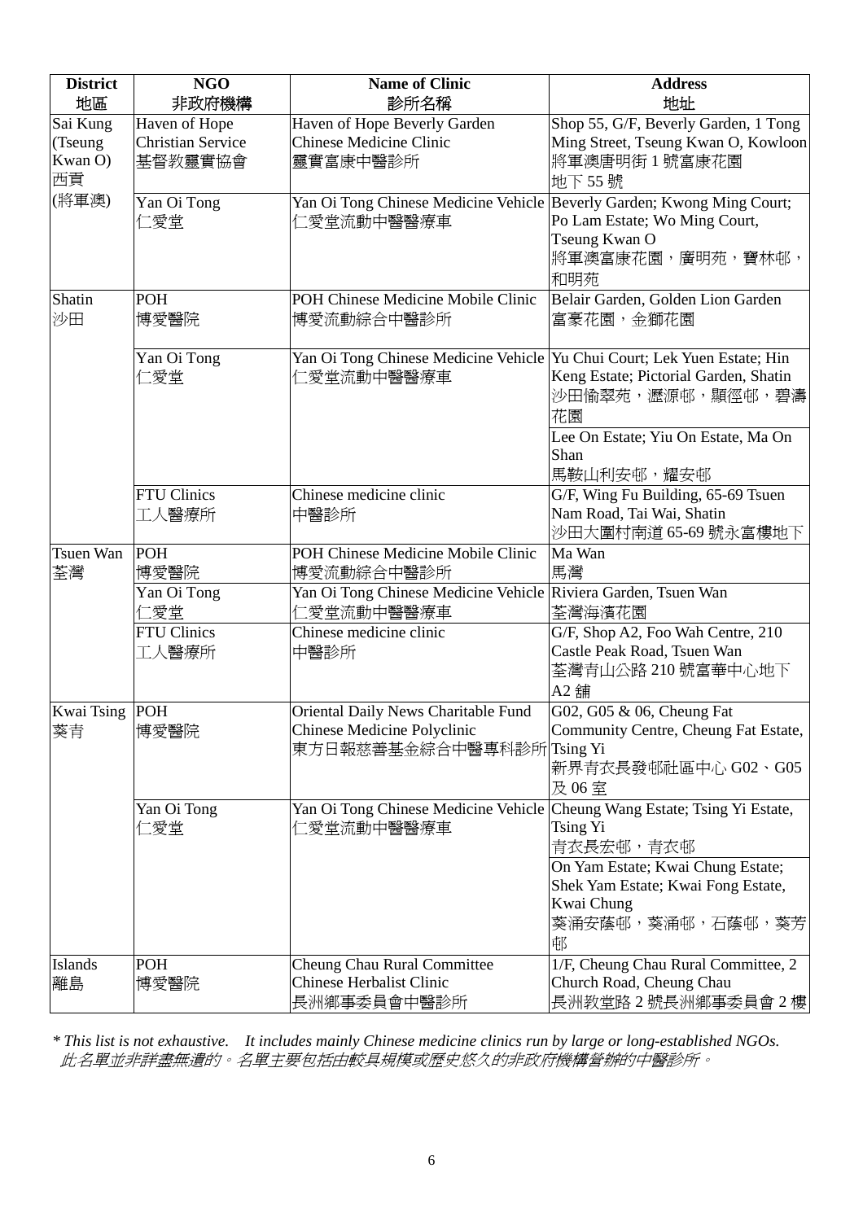| District<br>地區 | NGO<br>非政府機構 | Name of Clinic<br>診所名稱 | Address<br>地址 |
|---|---|---|---|
| Sai Kung (Tseung Kwan O)<br>西貢(將軍澳) | Haven of Hope Christian Service<br>基督教靈實協會 | Haven of Hope Beverly Garden Chinese Medicine Clinic<br>靈實富康中醫診所 | Shop 55, G/F, Beverly Garden, 1 Tong Ming Street, Tseung Kwan O, Kowloon<br>將軍澳唐明街 1 號富康花園地下 55 號 |
| | Yan Oi Tong<br>仁愛堂 | Yan Oi Tong Chinese Medicine Vehicle<br>仁愛堂流動中醫醫療車 | Beverly Garden; Kwong Ming Court; Po Lam Estate; Wo Ming Court, Tseung Kwan O<br>將軍澳富康花園，廣明苑，寶林邨，和明苑 |
| Shatin<br>沙田 | POH<br>博愛醫院 | POH Chinese Medicine Mobile Clinic<br>博愛流動綜合中醫診所 | Belair Garden, Golden Lion Garden<br>富豪花園，金獅花園 |
| | Yan Oi Tong<br>仁愛堂 | Yan Oi Tong Chinese Medicine Vehicle<br>仁愛堂流動中醫醫療車 | Yu Chui Court; Lek Yuen Estate; Hin Keng Estate; Pictorial Garden, Shatin<br>沙田愉翠苑，瀝源邨，顯徑邨，碧濤花園 |
| | | | Lee On Estate; Yiu On Estate, Ma On Shan<br>馬鞍山利安邨，耀安邨 |
| | FTU Clinics<br>工人醫療所 | Chinese medicine clinic<br>中醫診所 | G/F, Wing Fu Building, 65-69 Tsuen Nam Road, Tai Wai, Shatin<br>沙田大圍村南道 65-69 號永富樓地下 |
| Tsuen Wan<br>荃灣 | POH<br>博愛醫院 | POH Chinese Medicine Mobile Clinic<br>博愛流動綜合中醫診所 | Ma Wan<br>馬灣 |
| | Yan Oi Tong<br>仁愛堂 | Yan Oi Tong Chinese Medicine Vehicle<br>仁愛堂流動中醫醫療車 | Riviera Garden, Tsuen Wan<br>荃灣海濱花園 |
| | FTU Clinics<br>工人醫療所 | Chinese medicine clinic<br>中醫診所 | G/F, Shop A2, Foo Wah Centre, 210 Castle Peak Road, Tsuen Wan<br>荃灣青山公路 210 號富華中心地下 A2 舖 |
| Kwai Tsing<br>葵青 | POH<br>博愛醫院 | Oriental Daily News Charitable Fund Chinese Medicine Polyclinic<br>東方日報慈善基金綜合中醫專科診所 | G02, G05 & 06, Cheung Fat Community Centre, Cheung Fat Estate, Tsing Yi<br>新界青衣長發邨社區中心 G02、G05 及 06 室 |
| | Yan Oi Tong<br>仁愛堂 | Yan Oi Tong Chinese Medicine Vehicle<br>仁愛堂流動中醫醫療車 | Cheung Wang Estate; Tsing Yi Estate, Tsing Yi<br>青衣長宏邨，青衣邨 |
| | | | On Yam Estate; Kwai Chung Estate; Shek Yam Estate; Kwai Fong Estate, Kwai Chung<br>葵涌安蔭邨，葵涌邨，石蔭邨，葵芳邨 |
| Islands<br>離島 | POH<br>博愛醫院 | Cheung Chau Rural Committee Chinese Herbalist Clinic<br>長洲鄉事委員會中醫診所 | 1/F, Cheung Chau Rural Committee, 2 Church Road, Cheung Chau<br>長洲教堂路 2 號長洲鄉事委員會 2 樓 |

*\* This list is not exhaustive. It includes mainly Chinese medicine clinics run by large or long-established NGOs.*
*此名單並非詳盡無遺的。名單主要包括由較具規模或歷史悠久的非政府機構營辦的中醫診所。*